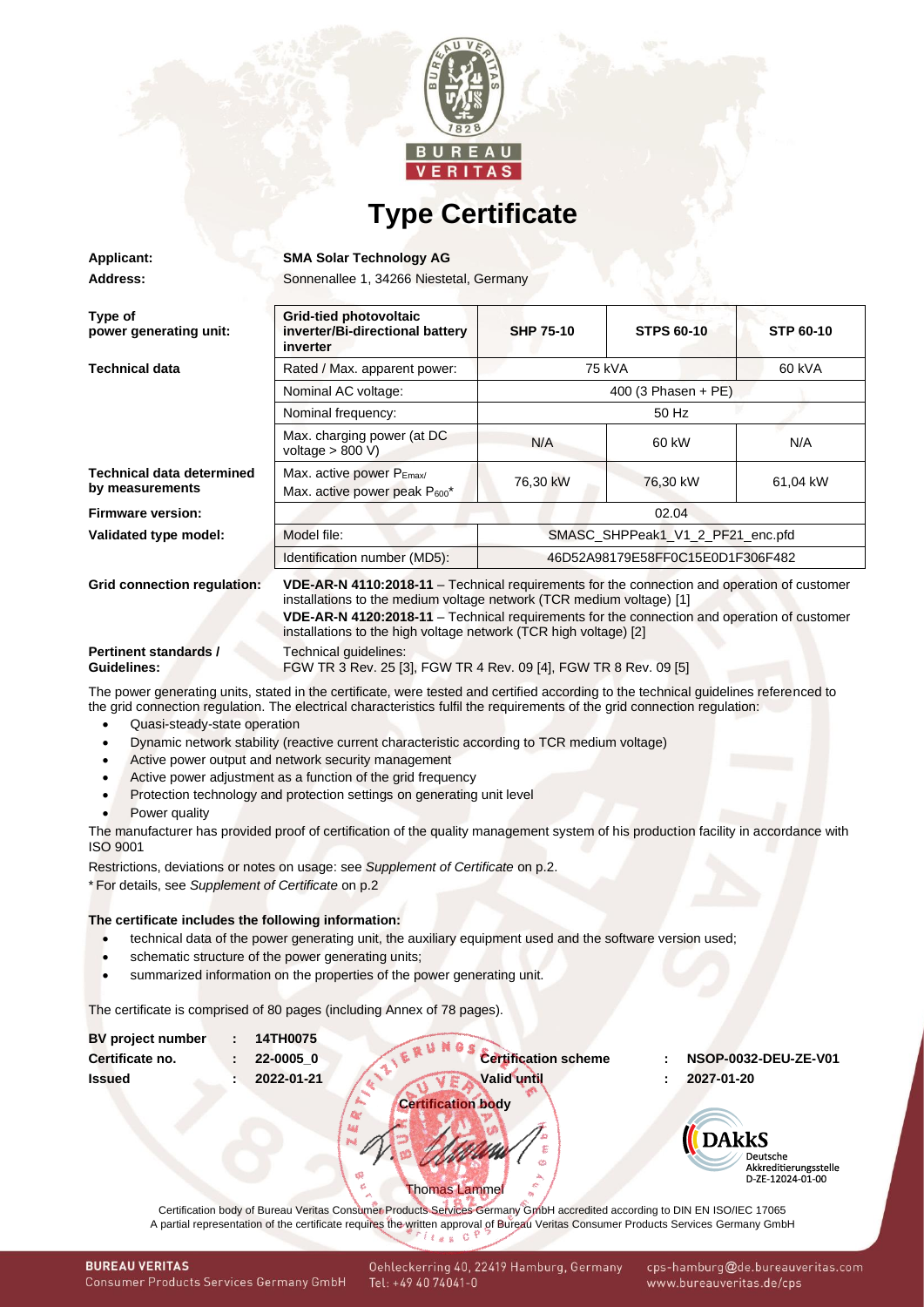# Type Certificate

**Applicant:** **SMA Solar Technology AG**

**Address:** Sonnenallee 1, 34266 Niestetal, Germany

| | | | | |
|---|---|---|---|---|
| **Type of power generating unit:** | **Grid-tied photovoltaic inverter/Bi-directional battery inverter** | **SHP 75-10** | **STPS 60-10** | **STP 60-10** |
| **Technical data** | Rated / Max. apparent power: | 75 kVA | | 60 kVA |
| | Nominal AC voltage: | 400 (3 Phasen + PE) | | |
| | Nominal frequency: | 50 Hz | | |
| | Max. charging power (at DC voltage > 800 V) | N/A | 60 kW | N/A |
| **Technical data determined by measurements** | Max. active power $P_{Emax}$/ Max. active power peak $P_{600}$* | 76,30 kW | 76,30 kW | 61,04 kW |
| **Firmware version:** | 02.04 | | | |
| **Validated type model:** | Model file: | SMASC_SHPPeak1_V1_2_PF21_enc.pfd | | |
| | Identification number (MD5): | 46D52A98179E58FF0C15E0D1F306F482 | | |

**Grid connection regulation:** **VDE-AR-N 4110:2018-11** – Technical requirements for the connection and operation of customer installations to the medium voltage network (TCR medium voltage) [1]
**VDE-AR-N 4120:2018-11** – Technical requirements for the connection and operation of customer installations to the high voltage network (TCR high voltage) [2]

**Pertinent standards / Guidelines:** Technical guidelines:
FGW TR 3 Rev. 25 [3], FGW TR 4 Rev. 09 [4], FGW TR 8 Rev. 09 [5]

The power generating units, stated in the certificate, were tested and certified according to the technical guidelines referenced to the grid connection regulation. The electrical characteristics fulfil the requirements of the grid connection regulation:

- Quasi-steady-state operation
- Dynamic network stability (reactive current characteristic according to TCR medium voltage)
- Active power output and network security management
- Active power adjustment as a function of the grid frequency
- Protection technology and protection settings on generating unit level
- Power quality

The manufacturer has provided proof of certification of the quality management system of his production facility in accordance with ISO 9001

Restrictions, deviations or notes on usage: see *Supplement of Certificate* on p.2.

* For details, see *Supplement of Certificate* on p.2

**The certificate includes the following information:**

- technical data of the power generating unit, the auxiliary equipment used and the software version used;
- schematic structure of the power generating units;
- summarized information on the properties of the power generating unit.

The certificate is comprised of 80 pages (including Annex of 78 pages).

**BV project number** : 14TH0075
**Certificate no.** : 22-0005_0
**Issued** : 2022-01-21

**Certification scheme** : NSOP-0032-DEU-ZE-V01
**Valid until** : 2027-01-20

**Certification body**

Thomas Lammel

DAkkS Deutsche Akkreditierungsstelle D-ZE-12024-01-00

Certification body of Bureau Veritas Consumer Products Services Germany GmbH accredited according to DIN EN ISO/IEC 17065
A partial representation of the certificate requires the written approval of Bureau Veritas Consumer Products Services Germany GmbH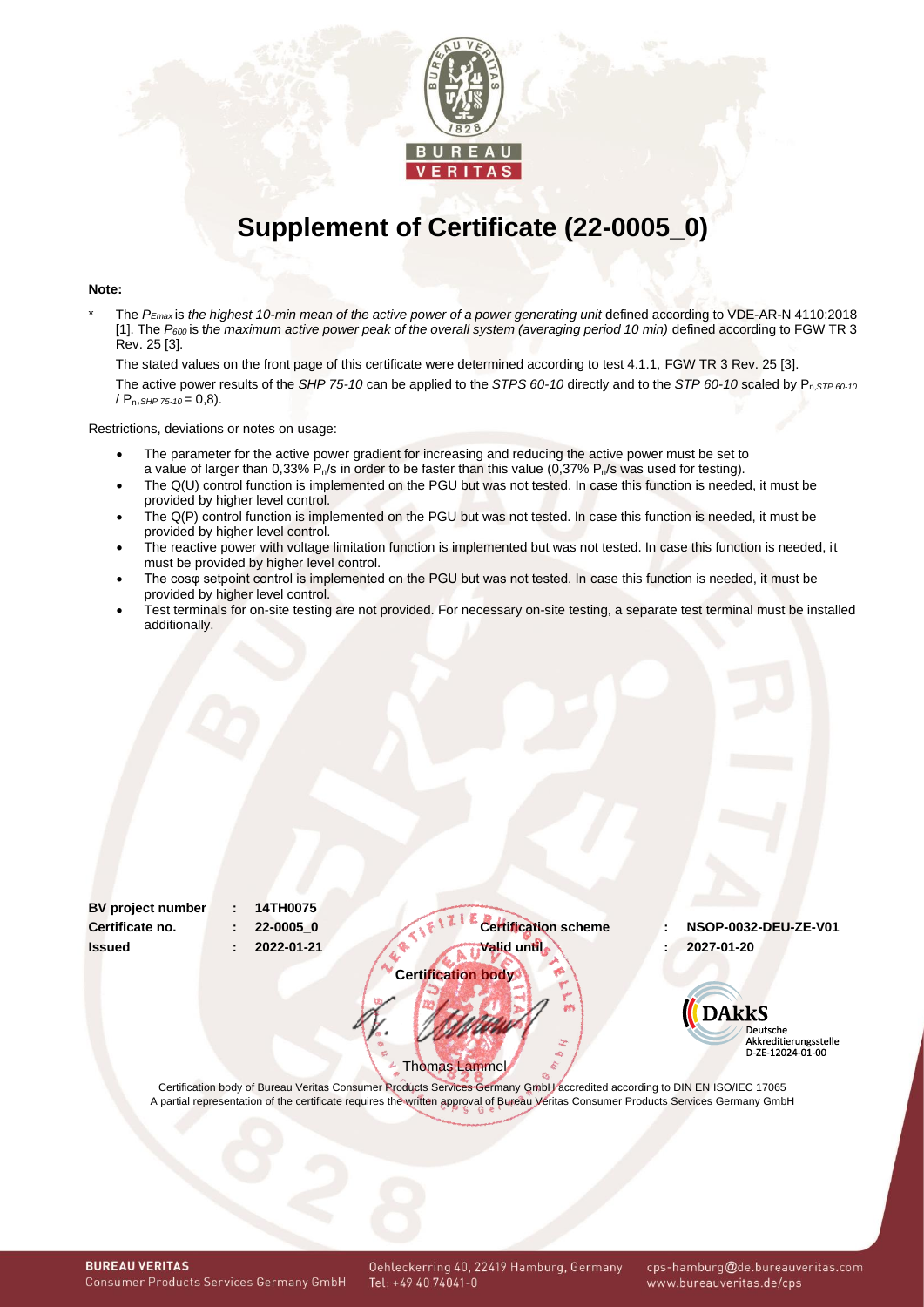# Supplement of Certificate (22-0005_0)

**Note:**

\* The $P_{Emax}$ is *the highest 10-min mean of the active power of a power generating unit* defined according to VDE-AR-N 4110:2018 [1]. The $P_{600}$ is *the maximum active power peak of the overall system (averaging period 10 min)* defined according to FGW TR 3 Rev. 25 [3].

The stated values on the front page of this certificate were determined according to test 4.1.1, FGW TR 3 Rev. 25 [3].

The active power results of the *SHP 75-10* can be applied to the *STPS 60-10* directly and to the *STP 60-10* scaled by $P_{n,STP\ 60\text{-}10}$ / $P_{n,SHP\ 75\text{-}10}$ = 0,8).

Restrictions, deviations or notes on usage:

- The parameter for the active power gradient for increasing and reducing the active power must be set to a value of larger than 0,33% $P_n$/s in order to be faster than this value (0,37% $P_n$/s was used for testing).
- The Q(U) control function is implemented on the PGU but was not tested. In case this function is needed, it must be provided by higher level control.
- The Q(P) control function is implemented on the PGU but was not tested. In case this function is needed, it must be provided by higher level control.
- The reactive power with voltage limitation function is implemented but was not tested. In case this function is needed, it must be provided by higher level control.
- The cosφ setpoint control is implemented on the PGU but was not tested. In case this function is needed, it must be provided by higher level control.
- Test terminals for on-site testing are not provided. For necessary on-site testing, a separate test terminal must be installed additionally.

| | | | | | |
|---|---|---|---|---|---|
| **BV project number** | : | 14TH0075 | | | |
| **Certificate no.** | : | 22-0005_0 | **Certification scheme** | : | NSOP-0032-DEU-ZE-V01 |
| **Issued** | : | 2022-01-21 | **Valid until** | : | 2027-01-20 |

**Certification body**

Thomas Lammel

Deutsche Akkreditierungsstelle D-ZE-12024-01-00

Certification body of Bureau Veritas Consumer Products Services Germany GmbH accredited according to DIN EN ISO/IEC 17065

A partial representation of the certificate requires the written approval of Bureau Veritas Consumer Products Services Germany GmbH